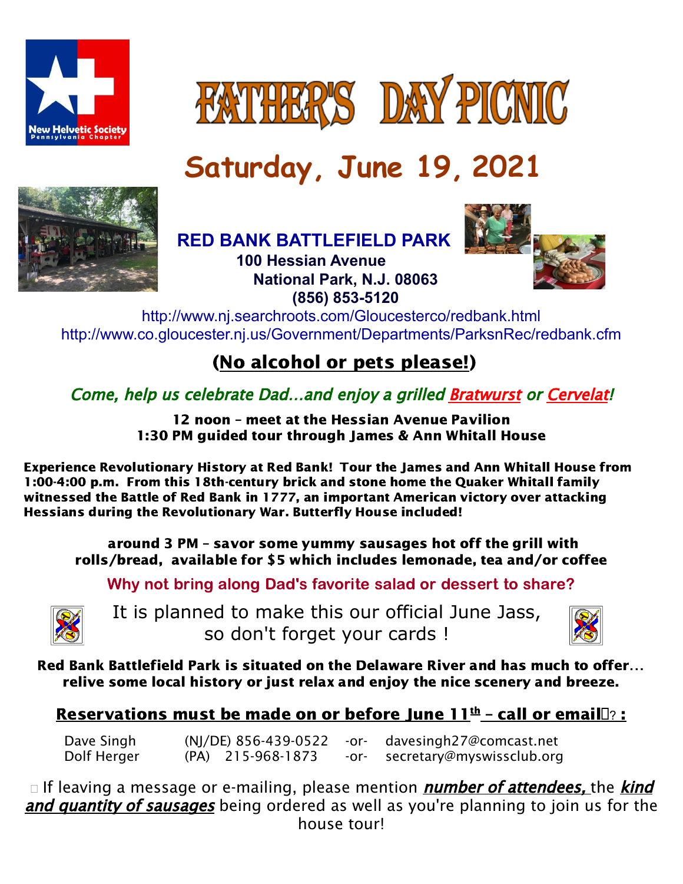New Helvetic Society
Pennsylvania Chapter

# FATHER'S DAY PICNIC

## Saturday, June 19, 2021

**RED BANK BATTLEFIELD PARK**
**100 Hessian Avenue**
**National Park, N.J. 08063**
**(856) 853-5120**

http://www.nj.searchroots.com/Gloucesterco/redbank.html
http://www.co.gloucester.nj.us/Government/Departments/ParksnRec/redbank.cfm

**(No alcohol or pets please!)**

*Come, help us celebrate Dad…and enjoy a grilled Bratwurst or Cervelat!*

**12 noon – meet at the Hessian Avenue Pavilion**
**1:30 PM guided tour through James & Ann Whitall House**

**Experience Revolutionary History at Red Bank! Tour the James and Ann Whitall House from 1:00-4:00 p.m. From this 18th-century brick and stone home the Quaker Whitall family witnessed the Battle of Red Bank in 1777, an important American victory over attacking Hessians during the Revolutionary War. Butterfly House included!**

**around 3 PM – savor some yummy sausages hot off the grill with rolls/bread, available for $5 which includes lemonade, tea and/or coffee**

**Why not bring along Dad's favorite salad or dessert to share?**

It is planned to make this our official June Jass, so don't forget your cards !

**Red Bank Battlefield Park is situated on the Delaware River and has much to offer… relive some local history or just relax and enjoy the nice scenery and breeze.**

**Reservations must be made on or before June 11th – call or email? :**

| | | | |
|---|---|---|---|
| Dave Singh | (NJ/DE) 856-439-0522 | -or- | davesingh27@comcast.net |
| Dolf Herger | (PA) 215-968-1873 | -or- | secretary@myswissclub.org |

If leaving a message or e-mailing, please mention ***number of attendees,*** the ***kind and quantity of sausages*** being ordered as well as you're planning to join us for the house tour!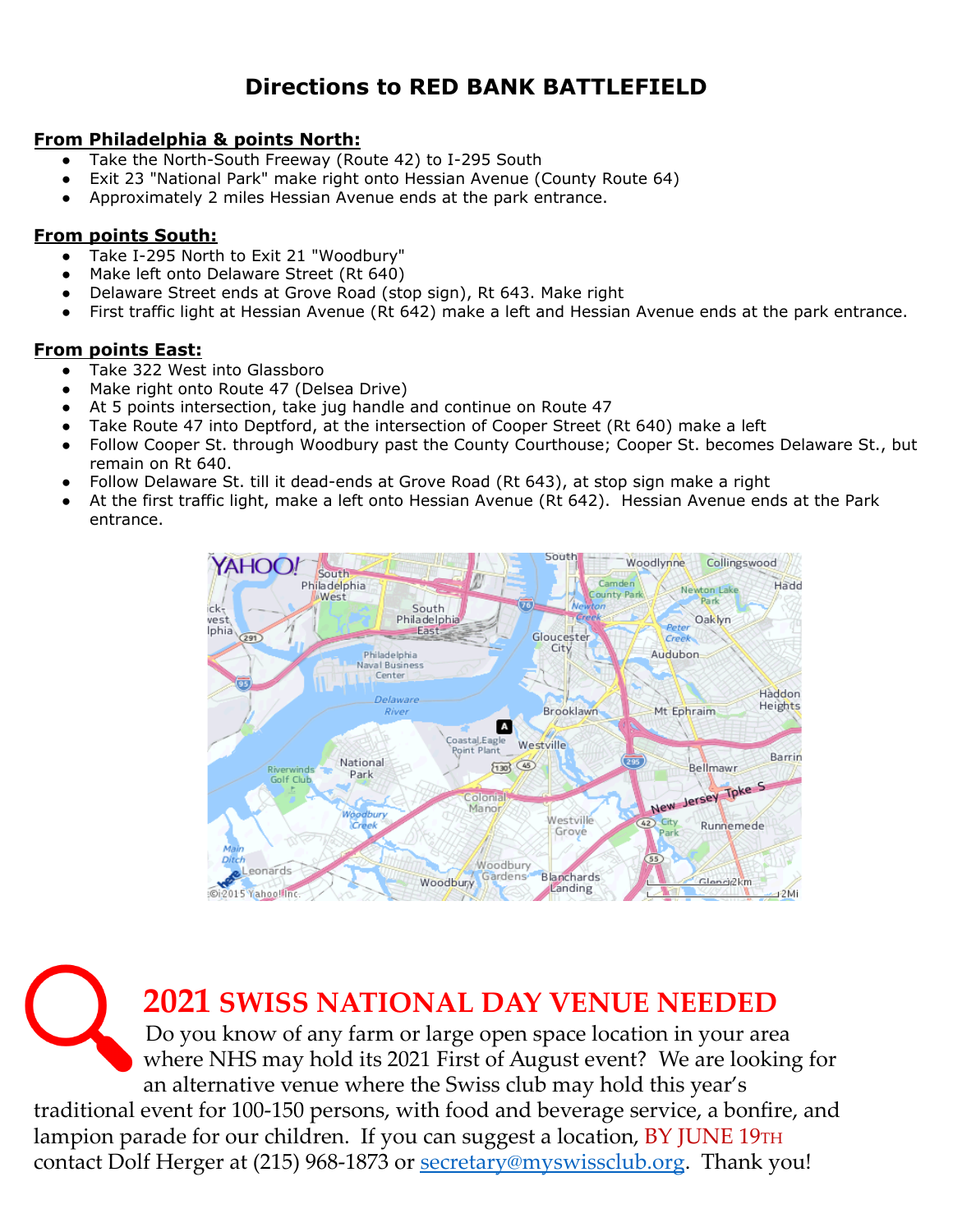# Directions to RED BANK BATTLEFIELD

**From Philadelphia & points North:**

- Take the North-South Freeway (Route 42) to I-295 South
- Exit 23 "National Park" make right onto Hessian Avenue (County Route 64)
- Approximately 2 miles Hessian Avenue ends at the park entrance.

**From points South:**

- Take I-295 North to Exit 21 "Woodbury"
- Make left onto Delaware Street (Rt 640)
- Delaware Street ends at Grove Road (stop sign), Rt 643. Make right
- First traffic light at Hessian Avenue (Rt 642) make a left and Hessian Avenue ends at the park entrance.

**From points East:**

- Take 322 West into Glassboro
- Make right onto Route 47 (Delsea Drive)
- At 5 points intersection, take jug handle and continue on Route 47
- Take Route 47 into Deptford, at the intersection of Cooper Street (Rt 640) make a left
- Follow Cooper St. through Woodbury past the County Courthouse; Cooper St. becomes Delaware St., but remain on Rt 640.
- Follow Delaware St. till it dead-ends at Grove Road (Rt 643), at stop sign make a right
- At the first traffic light, make a left onto Hessian Avenue (Rt 642). Hessian Avenue ends at the Park entrance.

## 2021 SWISS NATIONAL DAY VENUE NEEDED

Do you know of any farm or large open space location in your area where NHS may hold its 2021 First of August event? We are looking for an alternative venue where the Swiss club may hold this year's traditional event for 100-150 persons, with food and beverage service, a bonfire, and lampion parade for our children. If you can suggest a location, BY JUNE 19TH contact Dolf Herger at (215) 968-1873 or secretary@myswissclub.org. Thank you!